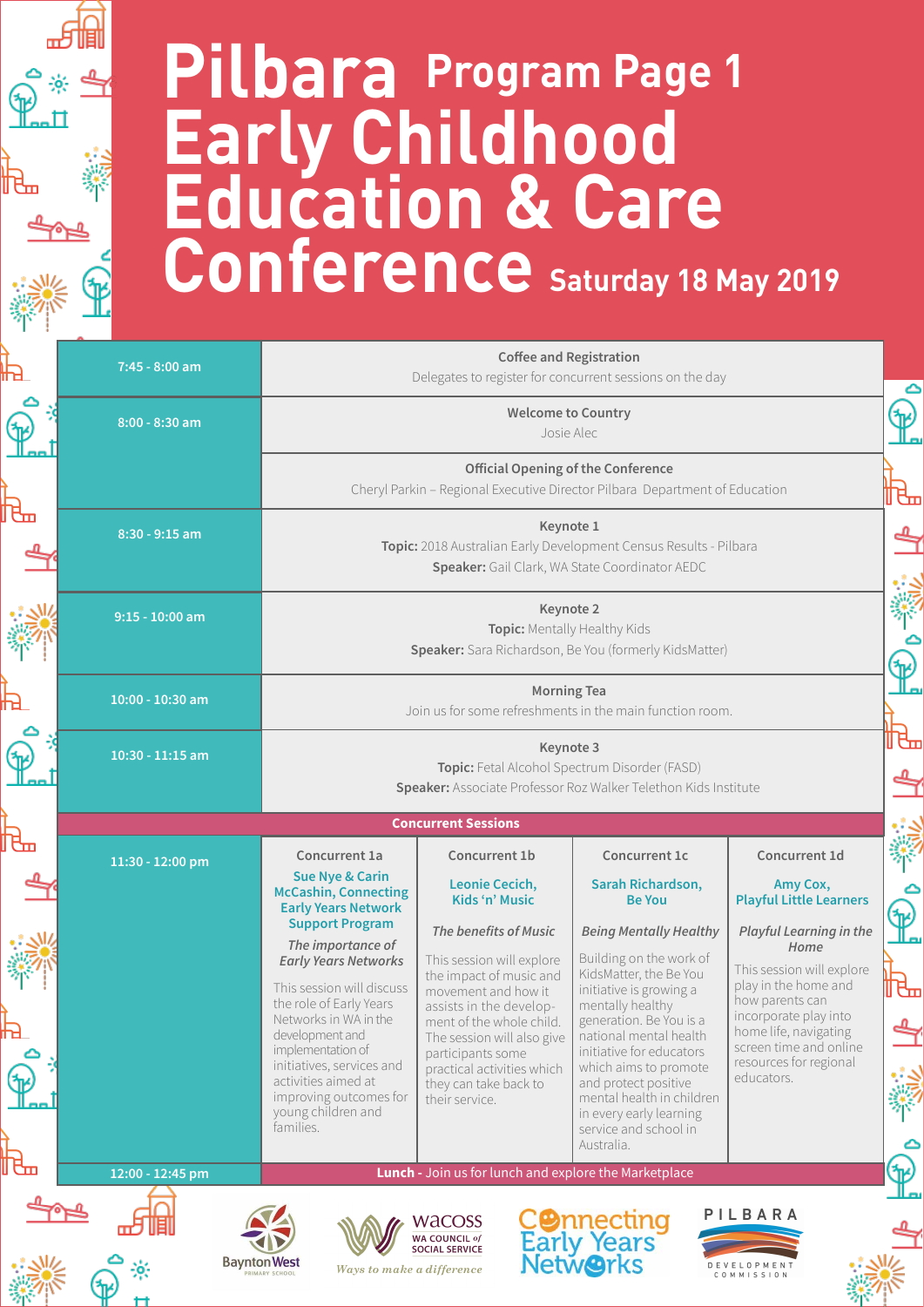# Pilbara Early Childhood Education & Care Conference

## Program Page 1

**Saturday 18 May 2019**

| Time | Session |
|---|---|
| 7:45 - 8:00 am | **Coffee and Registration**<br>Delegates to register for concurrent sessions on the day |
| 8:00 - 8:30 am | **Welcome to Country**<br>Josie Alec |
| | **Official Opening of the Conference**<br>Cheryl Parkin – Regional Executive Director Pilbara Department of Education |
| 8:30 - 9:15 am | **Keynote 1**<br>**Topic:** 2018 Australian Early Development Census Results - Pilbara<br>**Speaker:** Gail Clark, WA State Coordinator AEDC |
| 9:15 - 10:00 am | **Keynote 2**<br>**Topic:** Mentally Healthy Kids<br>**Speaker:** Sara Richardson, Be You (formerly KidsMatter) |
| 10:00 - 10:30 am | **Morning Tea**<br>Join us for some refreshments in the main function room. |
| 10:30 - 11:15 am | **Keynote 3**<br>**Topic:** Fetal Alcohol Spectrum Disorder (FASD)<br>**Speaker:** Associate Professor Roz Walker Telethon Kids Institute |

### Concurrent Sessions

**11:30 - 12:00 pm**

| Concurrent 1a | Concurrent 1b | Concurrent 1c | Concurrent 1d |
|---|---|---|---|
| **Sue Nye & Carin McCashin, Connecting Early Years Network Support Program** | **Leonie Cecich, Kids 'n' Music** | **Sarah Richardson, Be You** | **Amy Cox, Playful Little Learners** |
| *The importance of Early Years Networks* | *The benefits of Music* | *Being Mentally Healthy* | *Playful Learning in the Home* |
| This session will discuss the role of Early Years Networks in WA in the development and implementation of initiatives, services and activities aimed at improving outcomes for young children and families. | This session will explore the impact of music and movement and how it assists in the development of the whole child. The session will also give participants some practical activities which they can take back to their service. | Building on the work of KidsMatter, the Be You initiative is growing a mentally healthy generation. Be You is a national mental health initiative for educators which aims to promote and protect positive mental health in children in every early learning service and school in Australia. | This session will explore play in the home and how parents can incorporate play into home life, navigating screen time and online resources for regional educators. |

**12:00 - 12:45 pm** — **Lunch -** Join us for lunch and explore the Marketplace

Baynton West Primary School | WACOSS WA Council of Social Service – Ways to make a difference | Connecting Early Years Networks | Pilbara Development Commission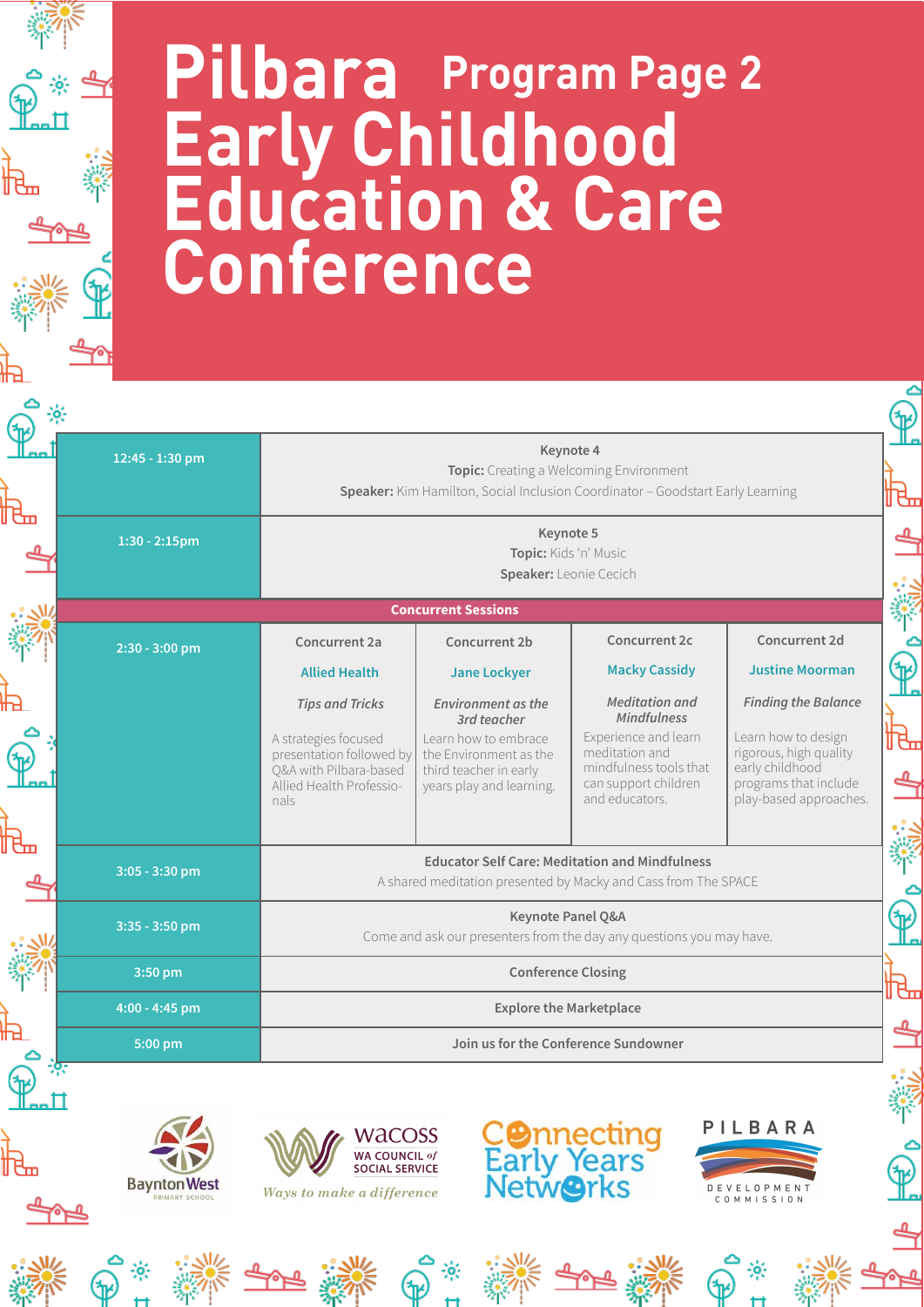# Pilbara Early Childhood Education & Care Conference

## Program Page 2

| Time | Session | | | |
|---|---|---|---|---|
| 12:45 - 1:30 pm | **Keynote 4**<br>**Topic:** Creating a Welcoming Environment<br>**Speaker:** Kim Hamilton, Social Inclusion Coordinator – Goodstart Early Learning | | | |
| 1:30 - 2:15pm | **Keynote 5**<br>**Topic:** Kids 'n' Music<br>**Speaker:** Leonie Cecich | | | |
| | **Concurrent Sessions** | | | |
| 2:30 - 3:00 pm | Concurrent 2a<br>Allied Health<br>*Tips and Tricks*<br>A strategies focused presentation followed by Q&A with Pilbara-based Allied Health Professionals | Concurrent 2b<br>Jane Lockyer<br>*Environment as the 3rd teacher*<br>Learn how to embrace the Environment as the third teacher in early years play and learning. | Concurrent 2c<br>Macky Cassidy<br>*Meditation and Mindfulness*<br>Experience and learn meditation and mindfulness tools that can support children and educators. | Concurrent 2d<br>Justine Moorman<br>*Finding the Balance*<br>Learn how to design rigorous, high quality early childhood programs that include play-based approaches. |
| 3:05 - 3:30 pm | **Educator Self Care: Meditation and Mindfulness**<br>A shared meditation presented by Macky and Cass from The SPACE | | | |
| 3:35 - 3:50 pm | **Keynote Panel Q&A**<br>Come and ask our presenters from the day any questions you may have. | | | |
| 3:50 pm | **Conference Closing** | | | |
| 4:00 - 4:45 pm | **Explore the Marketplace** | | | |
| 5:00 pm | **Join us for the Conference Sundowner** | | | |

Baynton West Primary School | WACOSS WA Council of Social Service – Ways to make a difference | Connecting Early Years Networks | Pilbara Development Commission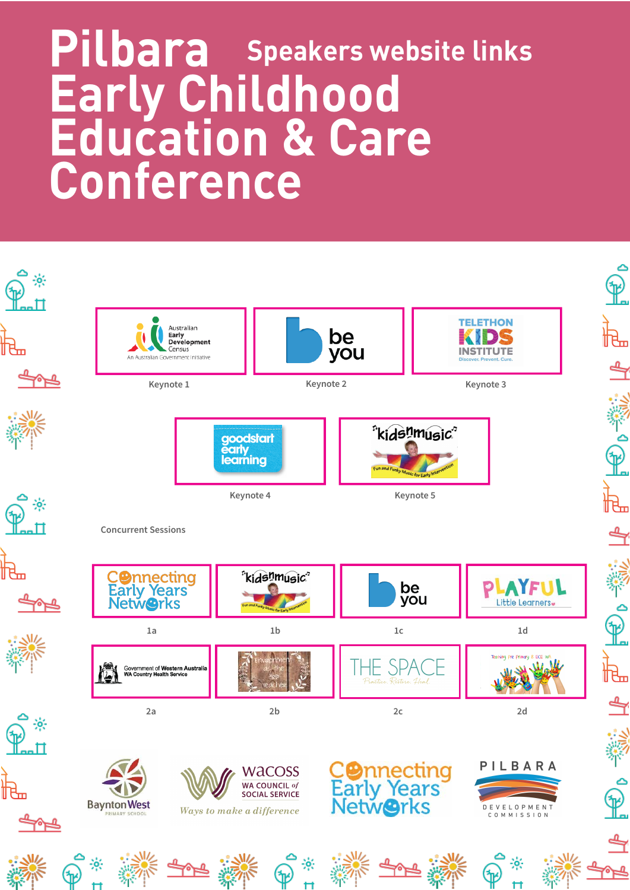# Pilbara Early Childhood Education & Care Conference

## Speakers website links

Australian Early Development Census
An Australian Government Initiative

Keynote 1

be you

Keynote 2

TELETHON KIDS INSTITUTE
Discover. Prevent. Cure.

Keynote 3

goodstart early learning

Keynote 4

kids n music
Fun and Funky Music for Early Intervention

Keynote 5

Concurrent Sessions

Connecting Early Years Networks

1a

kids n music
Fun and Funky Music for Early Intervention

1b

be you

1c

PLAYFUL
Little Learners

1d

Government of Western Australia
WA Country Health Service

2a

Environment as the 3rd Teacher

2b

THE SPACE
Practice. Restore. Heal.

2c

Teaching Pre Primary & ECE WA

2d

Baynton West
PRIMARY SCHOOL

wacoss
WA COUNCIL of SOCIAL SERVICE
Ways to make a difference

Connecting Early Years Networks

PILBARA
DEVELOPMENT COMMISSION